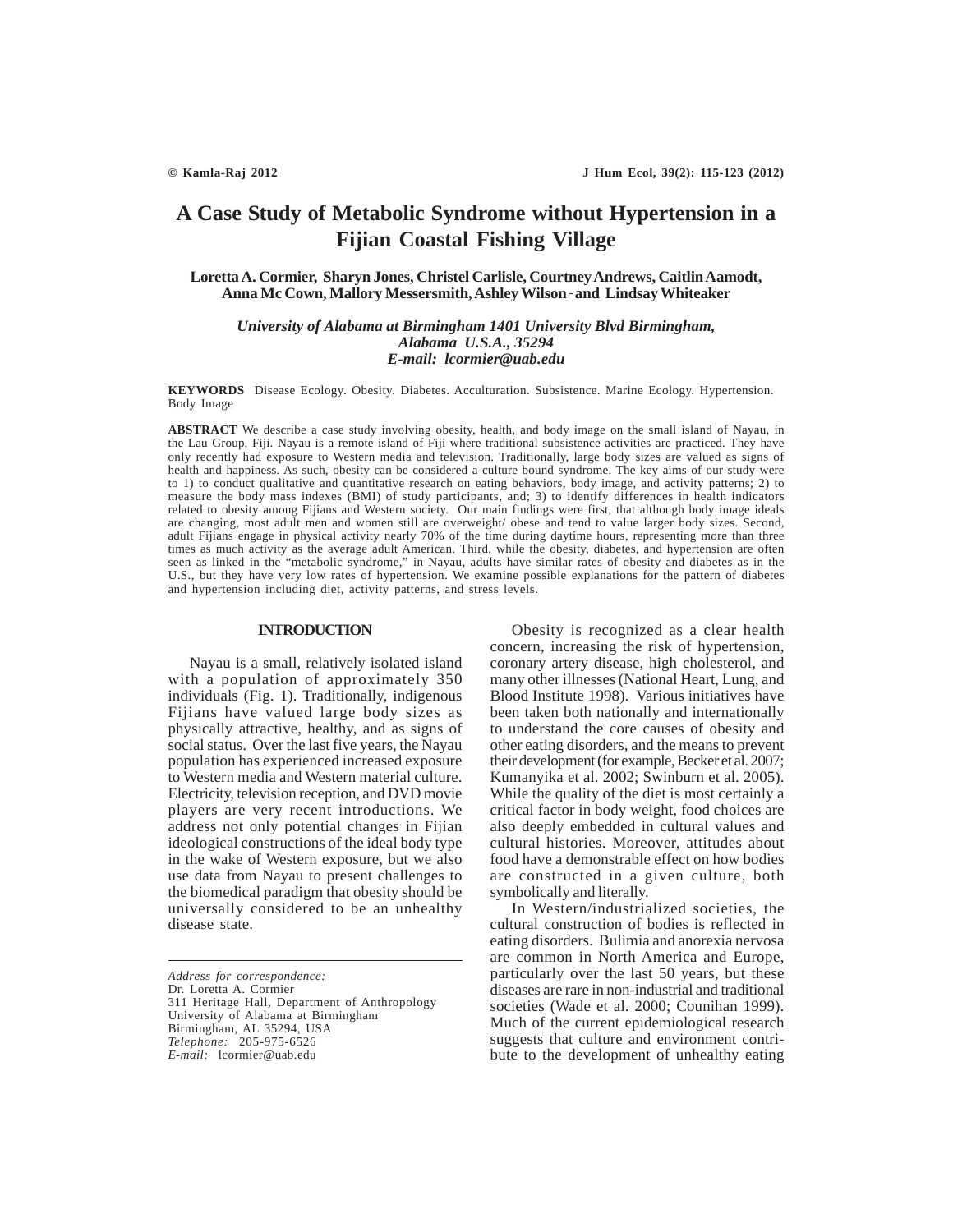# A Case Study of Metabolic Syndrome without Hypertension in a Fijian Coastal Fishing Village

**Loretta A. Cormier, Sharyn Jones, Christel Carlisle, Courtney Andrews, Caitlin Aamodt, Anna Mc Cown, Mallory Messersmith, Ashley Wilson and Lindsay Whiteaker**

*University of Alabama at Birmingham 1401 University Blvd Birmingham, Alabama U.S.A., 35294*
*E-mail: lcormier@uab.edu*

**KEYWORDS** Disease Ecology. Obesity. Diabetes. Acculturation. Subsistence. Marine Ecology. Hypertension. Body Image

**ABSTRACT** We describe a case study involving obesity, health, and body image on the small island of Nayau, in the Lau Group, Fiji. Nayau is a remote island of Fiji where traditional subsistence activities are practiced. They have only recently had exposure to Western media and television. Traditionally, large body sizes are valued as signs of health and happiness. As such, obesity can be considered a culture bound syndrome. The key aims of our study were to 1) to conduct qualitative and quantitative research on eating behaviors, body image, and activity patterns; 2) to measure the body mass indexes (BMI) of study participants, and; 3) to identify differences in health indicators related to obesity among Fijians and Western society. Our main findings were first, that although body image ideals are changing, most adult men and women still are overweight/ obese and tend to value larger body sizes. Second, adult Fijians engage in physical activity nearly 70% of the time during daytime hours, representing more than three times as much activity as the average adult American. Third, while the obesity, diabetes, and hypertension are often seen as linked in the "metabolic syndrome," in Nayau, adults have similar rates of obesity and diabetes as in the U.S., but they have very low rates of hypertension. We examine possible explanations for the pattern of diabetes and hypertension including diet, activity patterns, and stress levels.

## INTRODUCTION

Nayau is a small, relatively isolated island with a population of approximately 350 individuals (Fig. 1). Traditionally, indigenous Fijians have valued large body sizes as physically attractive, healthy, and as signs of social status. Over the last five years, the Nayau population has experienced increased exposure to Western media and Western material culture. Electricity, television reception, and DVD movie players are very recent introductions. We address not only potential changes in Fijian ideological constructions of the ideal body type in the wake of Western exposure, but we also use data from Nayau to present challenges to the biomedical paradigm that obesity should be universally considered to be an unhealthy disease state.

Obesity is recognized as a clear health concern, increasing the risk of hypertension, coronary artery disease, high cholesterol, and many other illnesses (National Heart, Lung, and Blood Institute 1998). Various initiatives have been taken both nationally and internationally to understand the core causes of obesity and other eating disorders, and the means to prevent their development (for example, Becker et al. 2007; Kumanyika et al. 2002; Swinburn et al. 2005). While the quality of the diet is most certainly a critical factor in body weight, food choices are also deeply embedded in cultural values and cultural histories. Moreover, attitudes about food have a demonstrable effect on how bodies are constructed in a given culture, both symbolically and literally.

In Western/industrialized societies, the cultural construction of bodies is reflected in eating disorders. Bulimia and anorexia nervosa are common in North America and Europe, particularly over the last 50 years, but these diseases are rare in non-industrial and traditional societies (Wade et al. 2000; Counihan 1999). Much of the current epidemiological research suggests that culture and environment contribute to the development of unhealthy eating

---

*Address for correspondence:*
Dr. Loretta A. Cormier
311 Heritage Hall, Department of Anthropology
University of Alabama at Birmingham
Birmingham, AL 35294, USA
*Telephone:* 205-975-6526
*E-mail:* lcormier@uab.edu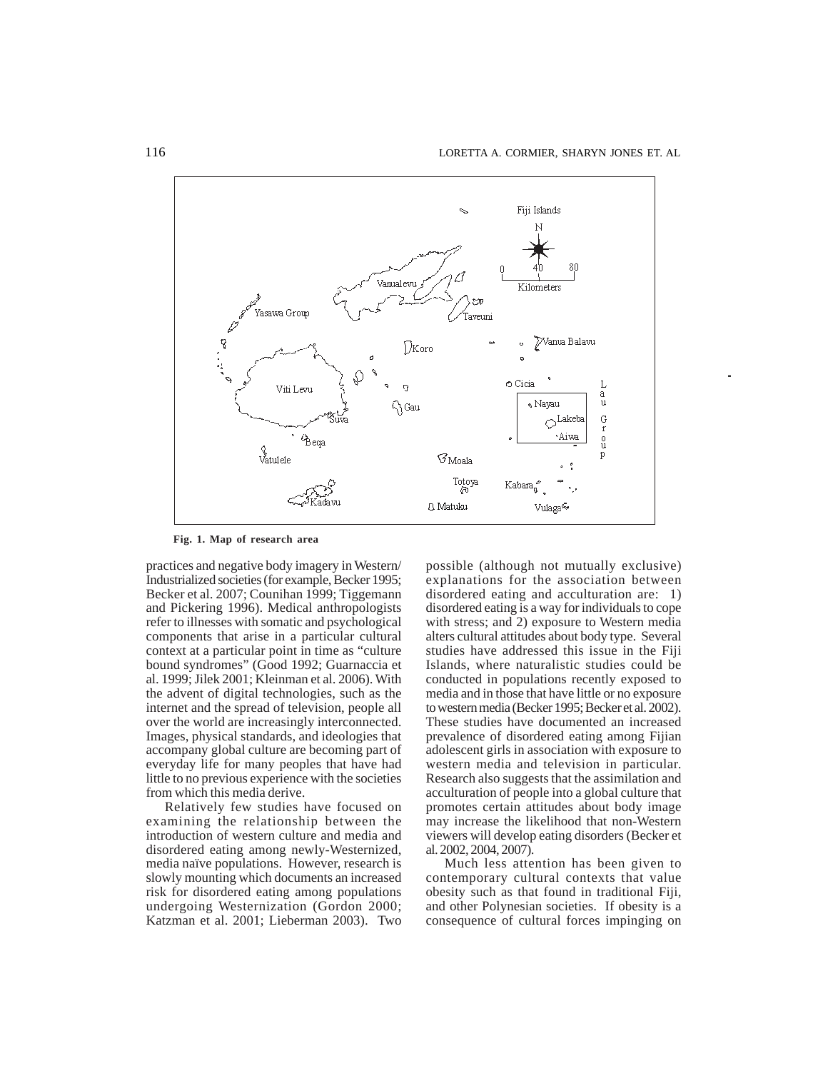Fig. 1. Map of research area

practices and negative body imagery in Western/ Industrialized societies (for example, Becker 1995; Becker et al. 2007; Counihan 1999; Tiggemann and Pickering 1996). Medical anthropologists refer to illnesses with somatic and psychological components that arise in a particular cultural context at a particular point in time as "culture bound syndromes" (Good 1992; Guarnaccia et al. 1999; Jilek 2001; Kleinman et al. 2006). With the advent of digital technologies, such as the internet and the spread of television, people all over the world are increasingly interconnected. Images, physical standards, and ideologies that accompany global culture are becoming part of everyday life for many peoples that have had little to no previous experience with the societies from which this media derive.

Relatively few studies have focused on examining the relationship between the introduction of western culture and media and disordered eating among newly-Westernized, media naïve populations. However, research is slowly mounting which documents an increased risk for disordered eating among populations undergoing Westernization (Gordon 2000; Katzman et al. 2001; Lieberman 2003). Two possible (although not mutually exclusive) explanations for the association between disordered eating and acculturation are: 1) disordered eating is a way for individuals to cope with stress; and 2) exposure to Western media alters cultural attitudes about body type. Several studies have addressed this issue in the Fiji Islands, where naturalistic studies could be conducted in populations recently exposed to media and in those that have little or no exposure to western media (Becker 1995; Becker et al. 2002). These studies have documented an increased prevalence of disordered eating among Fijian adolescent girls in association with exposure to western media and television in particular. Research also suggests that the assimilation and acculturation of people into a global culture that promotes certain attitudes about body image may increase the likelihood that non-Western viewers will develop eating disorders (Becker et al. 2002, 2004, 2007).

Much less attention has been given to contemporary cultural contexts that value obesity such as that found in traditional Fiji, and other Polynesian societies. If obesity is a consequence of cultural forces impinging on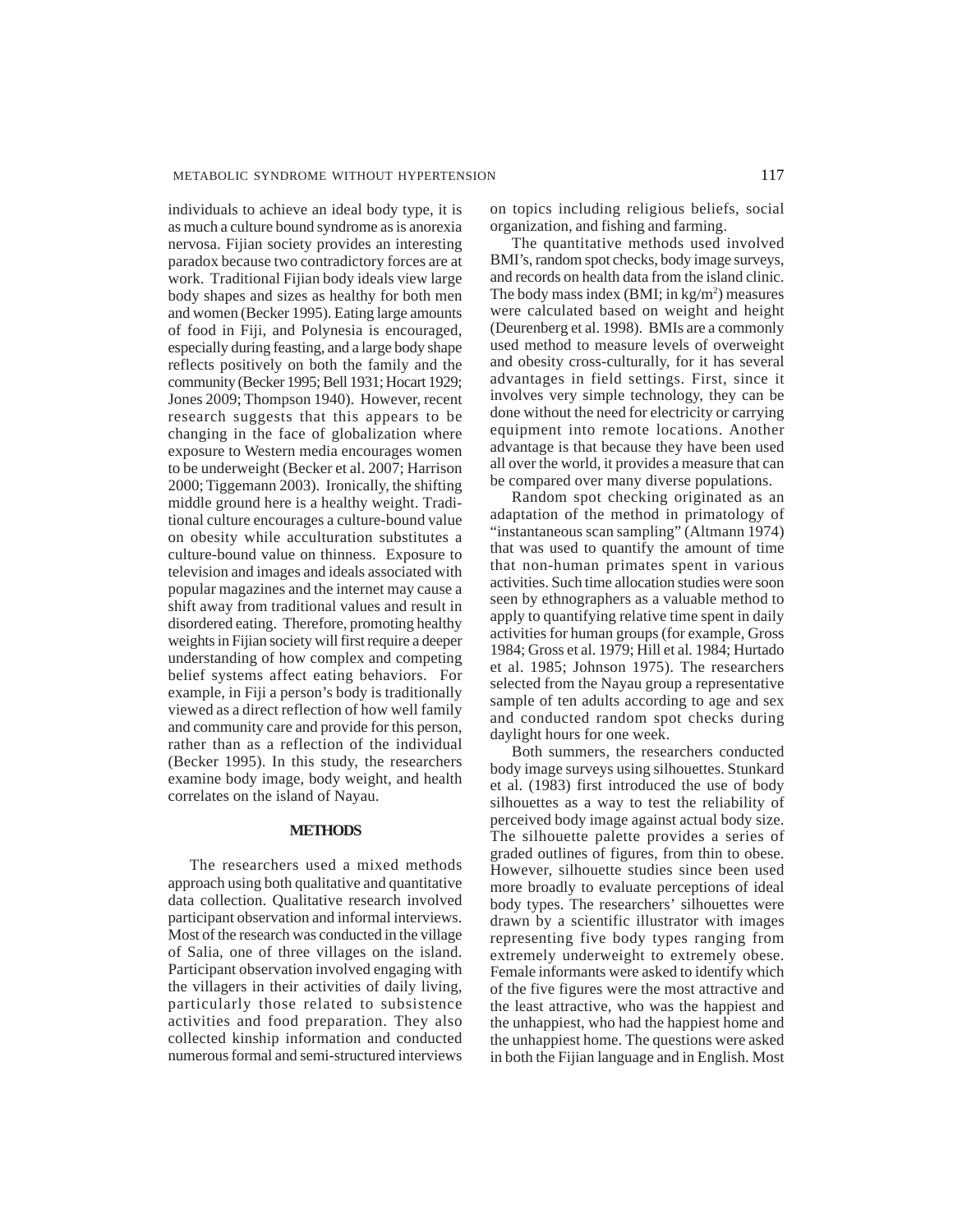individuals to achieve an ideal body type, it is as much a culture bound syndrome as is anorexia nervosa. Fijian society provides an interesting paradox because two contradictory forces are at work. Traditional Fijian body ideals view large body shapes and sizes as healthy for both men and women (Becker 1995). Eating large amounts of food in Fiji, and Polynesia is encouraged, especially during feasting, and a large body shape reflects positively on both the family and the community (Becker 1995; Bell 1931; Hocart 1929; Jones 2009; Thompson 1940). However, recent research suggests that this appears to be changing in the face of globalization where exposure to Western media encourages women to be underweight (Becker et al. 2007; Harrison 2000; Tiggemann 2003). Ironically, the shifting middle ground here is a healthy weight. Traditional culture encourages a culture-bound value on obesity while acculturation substitutes a culture-bound value on thinness. Exposure to television and images and ideals associated with popular magazines and the internet may cause a shift away from traditional values and result in disordered eating. Therefore, promoting healthy weights in Fijian society will first require a deeper understanding of how complex and competing belief systems affect eating behaviors. For example, in Fiji a person's body is traditionally viewed as a direct reflection of how well family and community care and provide for this person, rather than as a reflection of the individual (Becker 1995). In this study, the researchers examine body image, body weight, and health correlates on the island of Nayau.

## METHODS

The researchers used a mixed methods approach using both qualitative and quantitative data collection. Qualitative research involved participant observation and informal interviews. Most of the research was conducted in the village of Salia, one of three villages on the island. Participant observation involved engaging with the villagers in their activities of daily living, particularly those related to subsistence activities and food preparation. They also collected kinship information and conducted numerous formal and semi-structured interviews on topics including religious beliefs, social organization, and fishing and farming.

The quantitative methods used involved BMI's, random spot checks, body image surveys, and records on health data from the island clinic. The body mass index (BMI; in kg/m$^2$) measures were calculated based on weight and height (Deurenberg et al. 1998). BMIs are a commonly used method to measure levels of overweight and obesity cross-culturally, for it has several advantages in field settings. First, since it involves very simple technology, they can be done without the need for electricity or carrying equipment into remote locations. Another advantage is that because they have been used all over the world, it provides a measure that can be compared over many diverse populations.

Random spot checking originated as an adaptation of the method in primatology of "instantaneous scan sampling" (Altmann 1974) that was used to quantify the amount of time that non-human primates spent in various activities. Such time allocation studies were soon seen by ethnographers as a valuable method to apply to quantifying relative time spent in daily activities for human groups (for example, Gross 1984; Gross et al. 1979; Hill et al. 1984; Hurtado et al. 1985; Johnson 1975). The researchers selected from the Nayau group a representative sample of ten adults according to age and sex and conducted random spot checks during daylight hours for one week.

Both summers, the researchers conducted body image surveys using silhouettes. Stunkard et al. (1983) first introduced the use of body silhouettes as a way to test the reliability of perceived body image against actual body size. The silhouette palette provides a series of graded outlines of figures, from thin to obese. However, silhouette studies since been used more broadly to evaluate perceptions of ideal body types. The researchers' silhouettes were drawn by a scientific illustrator with images representing five body types ranging from extremely underweight to extremely obese. Female informants were asked to identify which of the five figures were the most attractive and the least attractive, who was the happiest and the unhappiest, who had the happiest home and the unhappiest home. The questions were asked in both the Fijian language and in English. Most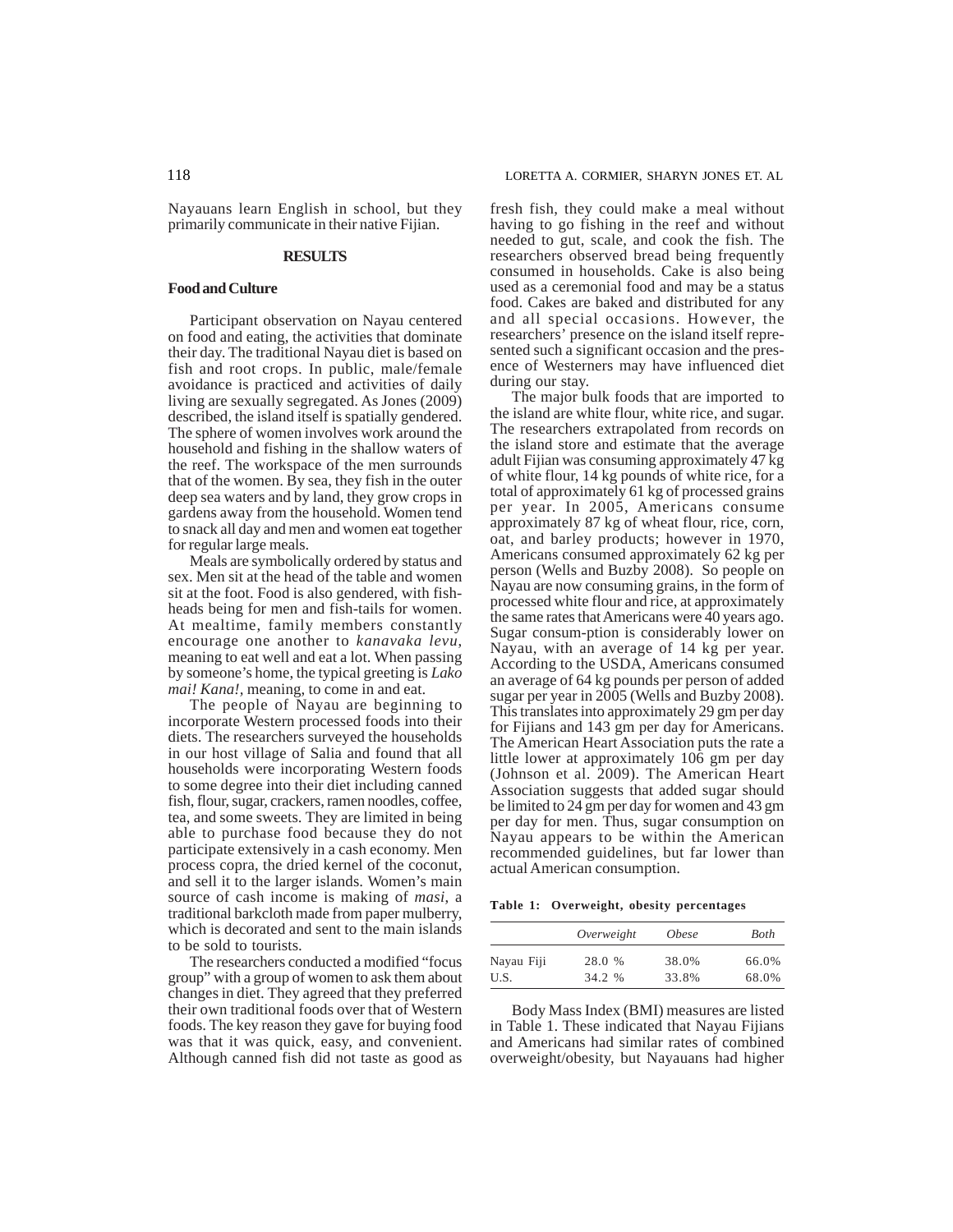Nayauans learn English in school, but they primarily communicate in their native Fijian.

## RESULTS

### Food and Culture

Participant observation on Nayau centered on food and eating, the activities that dominate their day. The traditional Nayau diet is based on fish and root crops. In public, male/female avoidance is practiced and activities of daily living are sexually segregated. As Jones (2009) described, the island itself is spatially gendered. The sphere of women involves work around the household and fishing in the shallow waters of the reef. The workspace of the men surrounds that of the women. By sea, they fish in the outer deep sea waters and by land, they grow crops in gardens away from the household. Women tend to snack all day and men and women eat together for regular large meals.

Meals are symbolically ordered by status and sex. Men sit at the head of the table and women sit at the foot. Food is also gendered, with fish-heads being for men and fish-tails for women. At mealtime, family members constantly encourage one another to *kanavaka levu*, meaning to eat well and eat a lot. When passing by someone's home, the typical greeting is *Lako mai! Kana!*, meaning, to come in and eat.

The people of Nayau are beginning to incorporate Western processed foods into their diets. The researchers surveyed the households in our host village of Salia and found that all households were incorporating Western foods to some degree into their diet including canned fish, flour, sugar, crackers, ramen noodles, coffee, tea, and some sweets. They are limited in being able to purchase food because they do not participate extensively in a cash economy. Men process copra, the dried kernel of the coconut, and sell it to the larger islands. Women's main source of cash income is making of *masi*, a traditional barkcloth made from paper mulberry, which is decorated and sent to the main islands to be sold to tourists.

The researchers conducted a modified "focus group" with a group of women to ask them about changes in diet. They agreed that they preferred their own traditional foods over that of Western foods. The key reason they gave for buying food was that it was quick, easy, and convenient. Although canned fish did not taste as good as fresh fish, they could make a meal without having to go fishing in the reef and without needed to gut, scale, and cook the fish. The researchers observed bread being frequently consumed in households. Cake is also being used as a ceremonial food and may be a status food. Cakes are baked and distributed for any and all special occasions. However, the researchers' presence on the island itself represented such a significant occasion and the presence of Westerners may have influenced diet during our stay.

The major bulk foods that are imported to the island are white flour, white rice, and sugar. The researchers extrapolated from records on the island store and estimate that the average adult Fijian was consuming approximately 47 kg of white flour, 14 kg pounds of white rice, for a total of approximately 61 kg of processed grains per year. In 2005, Americans consume approximately 87 kg of wheat flour, rice, corn, oat, and barley products; however in 1970, Americans consumed approximately 62 kg per person (Wells and Buzby 2008). So people on Nayau are now consuming grains, in the form of processed white flour and rice, at approximately the same rates that Americans were 40 years ago. Sugar consum-ption is considerably lower on Nayau, with an average of 14 kg per year. According to the USDA, Americans consumed an average of 64 kg pounds per person of added sugar per year in 2005 (Wells and Buzby 2008). This translates into approximately 29 gm per day for Fijians and 143 gm per day for Americans. The American Heart Association puts the rate a little lower at approximately 106 gm per day (Johnson et al. 2009). The American Heart Association suggests that added sugar should be limited to 24 gm per day for women and 43 gm per day for men. Thus, sugar consumption on Nayau appears to be within the American recommended guidelines, but far lower than actual American consumption.

**Table 1: Overweight, obesity percentages**

| | *Overweight* | *Obese* | *Both* |
|---|---|---|---|
| Nayau Fiji | 28.0 % | 38.0% | 66.0% |
| U.S. | 34.2 % | 33.8% | 68.0% |

Body Mass Index (BMI) measures are listed in Table 1. These indicated that Nayau Fijians and Americans had similar rates of combined overweight/obesity, but Nayauans had higher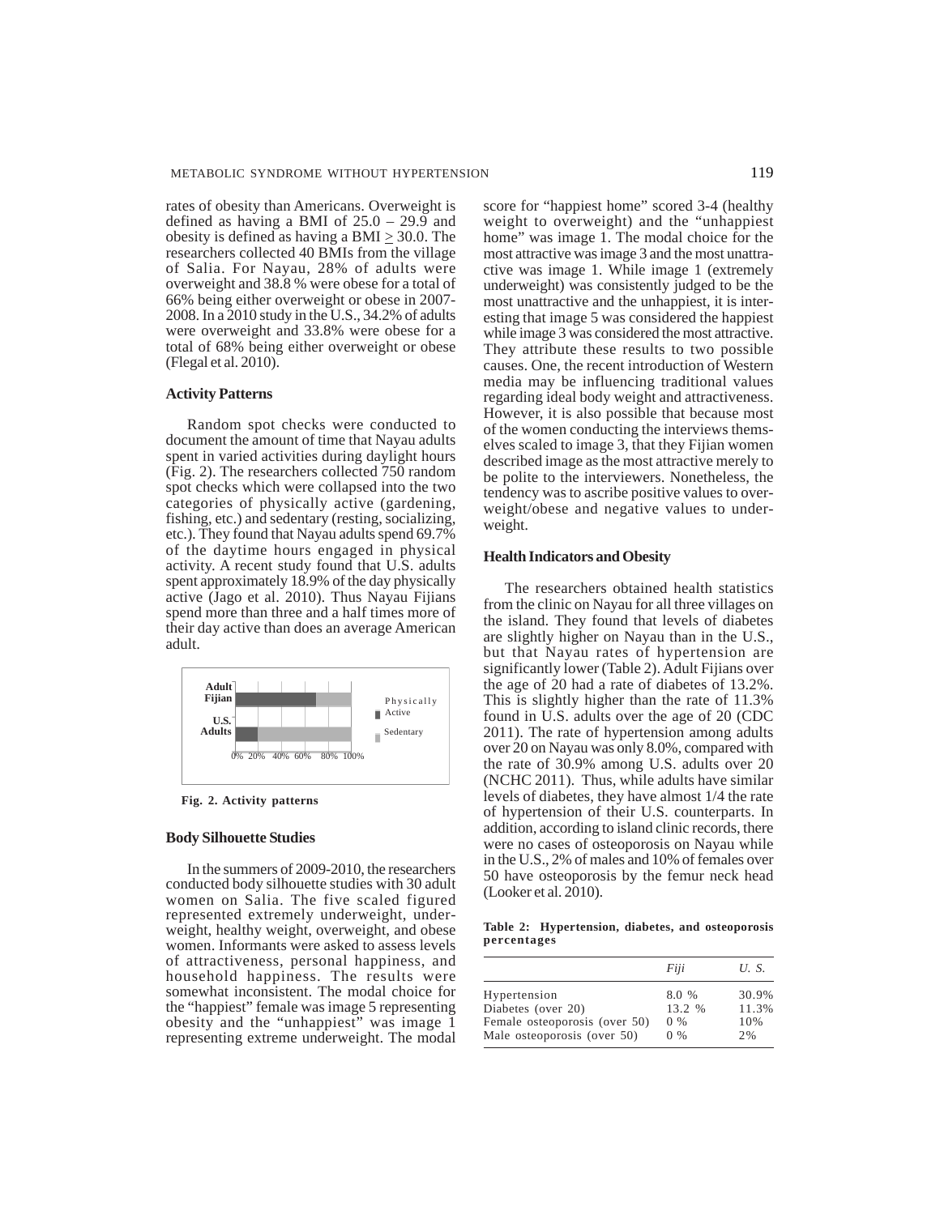rates of obesity than Americans. Overweight is defined as having a BMI of 25.0 – 29.9 and obesity is defined as having a BMI ≥ 30.0. The researchers collected 40 BMIs from the village of Salia. For Nayau, 28% of adults were overweight and 38.8 % were obese for a total of 66% being either overweight or obese in 2007-2008. In a 2010 study in the U.S., 34.2% of adults were overweight and 33.8% were obese for a total of 68% being either overweight or obese (Flegal et al. 2010).

### Activity Patterns

Random spot checks were conducted to document the amount of time that Nayau adults spent in varied activities during daylight hours (Fig. 2). The researchers collected 750 random spot checks which were collapsed into the two categories of physically active (gardening, fishing, etc.) and sedentary (resting, socializing, etc.). They found that Nayau adults spend 69.7% of the daytime hours engaged in physical activity. A recent study found that U.S. adults spent approximately 18.9% of the day physically active (Jago et al. 2010). Thus Nayau Fijians spend more than three and a half times more of their day active than does an average American adult.

Adult Fijian

U.S. Adults

0% 20% 40% 60% 80% 100%

Physically Active

Sedentary

**Fig. 2. Activity patterns**

### Body Silhouette Studies

In the summers of 2009-2010, the researchers conducted body silhouette studies with 30 adult women on Salia. The five scaled figured represented extremely underweight, underweight, healthy weight, overweight, and obese women. Informants were asked to assess levels of attractiveness, personal happiness, and household happiness. The results were somewhat inconsistent. The modal choice for the "happiest" female was image 5 representing obesity and the "unhappiest" was image 1 representing extreme underweight. The modal score for "happiest home" scored 3-4 (healthy weight to overweight) and the "unhappiest home" was image 1. The modal choice for the most attractive was image 3 and the most unattractive was image 1. While image 1 (extremely underweight) was consistently judged to be the most unattractive and the unhappiest, it is interesting that image 5 was considered the happiest while image 3 was considered the most attractive. They attribute these results to two possible causes. One, the recent introduction of Western media may be influencing traditional values regarding ideal body weight and attractiveness. However, it is also possible that because most of the women conducting the interviews themselves scaled to image 3, that they Fijian women described image as the most attractive merely to be polite to the interviewers. Nonetheless, the tendency was to ascribe positive values to overweight/obese and negative values to underweight.

### Health Indicators and Obesity

The researchers obtained health statistics from the clinic on Nayau for all three villages on the island. They found that levels of diabetes are slightly higher on Nayau than in the U.S., but that Nayau rates of hypertension are significantly lower (Table 2). Adult Fijians over the age of 20 had a rate of diabetes of 13.2%. This is slightly higher than the rate of 11.3% found in U.S. adults over the age of 20 (CDC 2011). The rate of hypertension among adults over 20 on Nayau was only 8.0%, compared with the rate of 30.9% among U.S. adults over 20 (NCHC 2011). Thus, while adults have similar levels of diabetes, they have almost 1/4 the rate of hypertension of their U.S. counterparts. In addition, according to island clinic records, there were no cases of osteoporosis on Nayau while in the U.S., 2% of males and 10% of females over 50 have osteoporosis by the femur neck head (Looker et al. 2010).

**Table 2: Hypertension, diabetes, and osteoporosis percentages**

| | *Fiji* | *U. S.* |
|---|---|---|
| Hypertension | 8.0 % | 30.9% |
| Diabetes (over 20) | 13.2 % | 11.3% |
| Female osteoporosis (over 50) | 0 % | 10% |
| Male osteoporosis (over 50) | 0 % | 2% |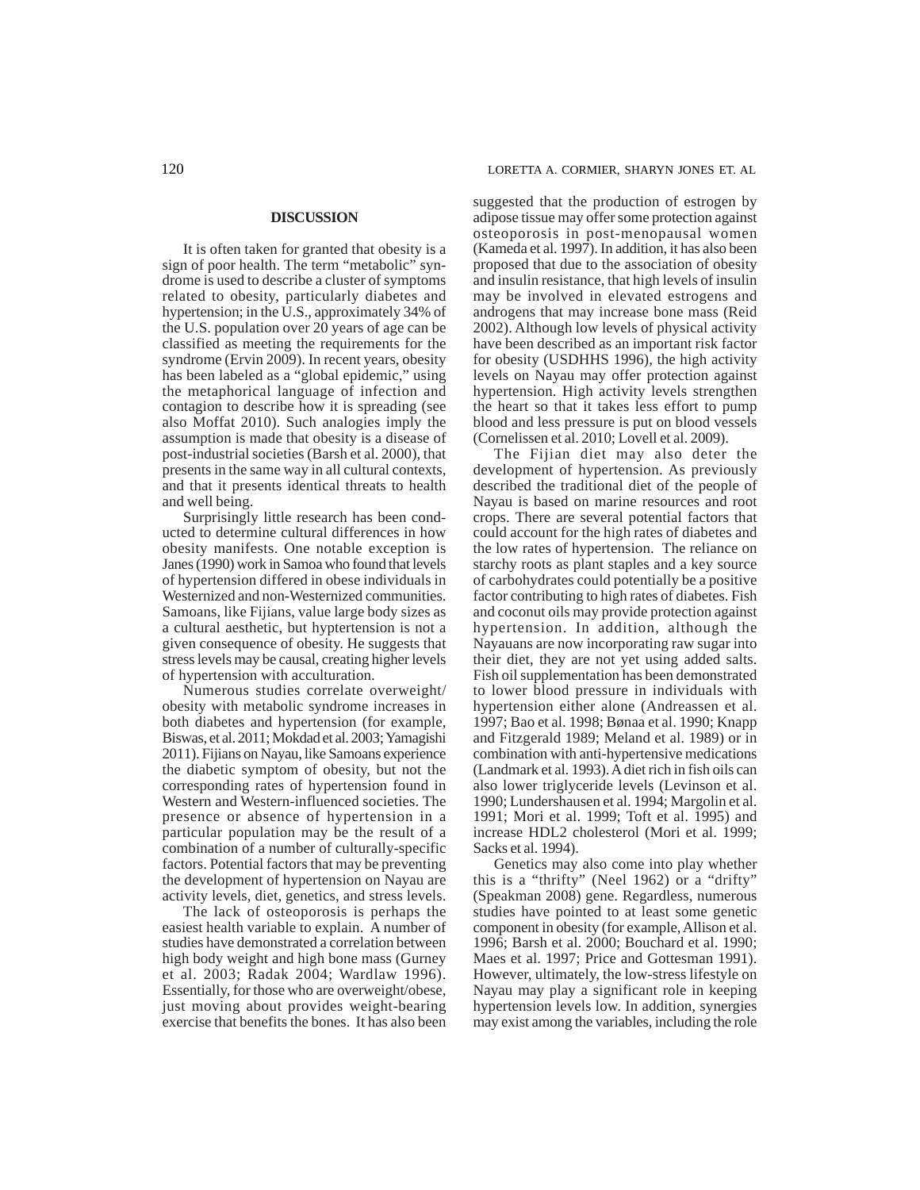## DISCUSSION

It is often taken for granted that obesity is a sign of poor health. The term "metabolic" syndrome is used to describe a cluster of symptoms related to obesity, particularly diabetes and hypertension; in the U.S., approximately 34% of the U.S. population over 20 years of age can be classified as meeting the requirements for the syndrome (Ervin 2009). In recent years, obesity has been labeled as a "global epidemic," using the metaphorical language of infection and contagion to describe how it is spreading (see also Moffat 2010). Such analogies imply the assumption is made that obesity is a disease of post-industrial societies (Barsh et al. 2000), that presents in the same way in all cultural contexts, and that it presents identical threats to health and well being.

Surprisingly little research has been conducted to determine cultural differences in how obesity manifests. One notable exception is Janes (1990) work in Samoa who found that levels of hypertension differed in obese individuals in Westernized and non-Westernized communities. Samoans, like Fijians, value large body sizes as a cultural aesthetic, but hyptertension is not a given consequence of obesity. He suggests that stress levels may be causal, creating higher levels of hypertension with acculturation.

Numerous studies correlate overweight/obesity with metabolic syndrome increases in both diabetes and hypertension (for example, Biswas, et al. 2011; Mokdad et al. 2003; Yamagishi 2011). Fijians on Nayau, like Samoans experience the diabetic symptom of obesity, but not the corresponding rates of hypertension found in Western and Western-influenced societies. The presence or absence of hypertension in a particular population may be the result of a combination of a number of culturally-specific factors. Potential factors that may be preventing the development of hypertension on Nayau are activity levels, diet, genetics, and stress levels.

The lack of osteoporosis is perhaps the easiest health variable to explain. A number of studies have demonstrated a correlation between high body weight and high bone mass (Gurney et al. 2003; Radak 2004; Wardlaw 1996). Essentially, for those who are overweight/obese, just moving about provides weight-bearing exercise that benefits the bones. It has also been suggested that the production of estrogen by adipose tissue may offer some protection against osteoporosis in post-menopausal women (Kameda et al. 1997). In addition, it has also been proposed that due to the association of obesity and insulin resistance, that high levels of insulin may be involved in elevated estrogens and androgens that may increase bone mass (Reid 2002). Although low levels of physical activity have been described as an important risk factor for obesity (USDHHS 1996), the high activity levels on Nayau may offer protection against hypertension. High activity levels strengthen the heart so that it takes less effort to pump blood and less pressure is put on blood vessels (Cornelissen et al. 2010; Lovell et al. 2009).

The Fijian diet may also deter the development of hypertension. As previously described the traditional diet of the people of Nayau is based on marine resources and root crops. There are several potential factors that could account for the high rates of diabetes and the low rates of hypertension. The reliance on starchy roots as plant staples and a key source of carbohydrates could potentially be a positive factor contributing to high rates of diabetes. Fish and coconut oils may provide protection against hypertension. In addition, although the Nayauans are now incorporating raw sugar into their diet, they are not yet using added salts. Fish oil supplementation has been demonstrated to lower blood pressure in individuals with hypertension either alone (Andreassen et al. 1997; Bao et al. 1998; Bønaa et al. 1990; Knapp and Fitzgerald 1989; Meland et al. 1989) or in combination with anti-hypertensive medications (Landmark et al. 1993). A diet rich in fish oils can also lower triglyceride levels (Levinson et al. 1990; Lundershausen et al. 1994; Margolin et al. 1991; Mori et al. 1999; Toft et al. 1995) and increase HDL2 cholesterol (Mori et al. 1999; Sacks et al. 1994).

Genetics may also come into play whether this is a "thrifty" (Neel 1962) or a "drifty" (Speakman 2008) gene. Regardless, numerous studies have pointed to at least some genetic component in obesity (for example, Allison et al. 1996; Barsh et al. 2000; Bouchard et al. 1990; Maes et al. 1997; Price and Gottesman 1991). However, ultimately, the low-stress lifestyle on Nayau may play a significant role in keeping hypertension levels low. In addition, synergies may exist among the variables, including the role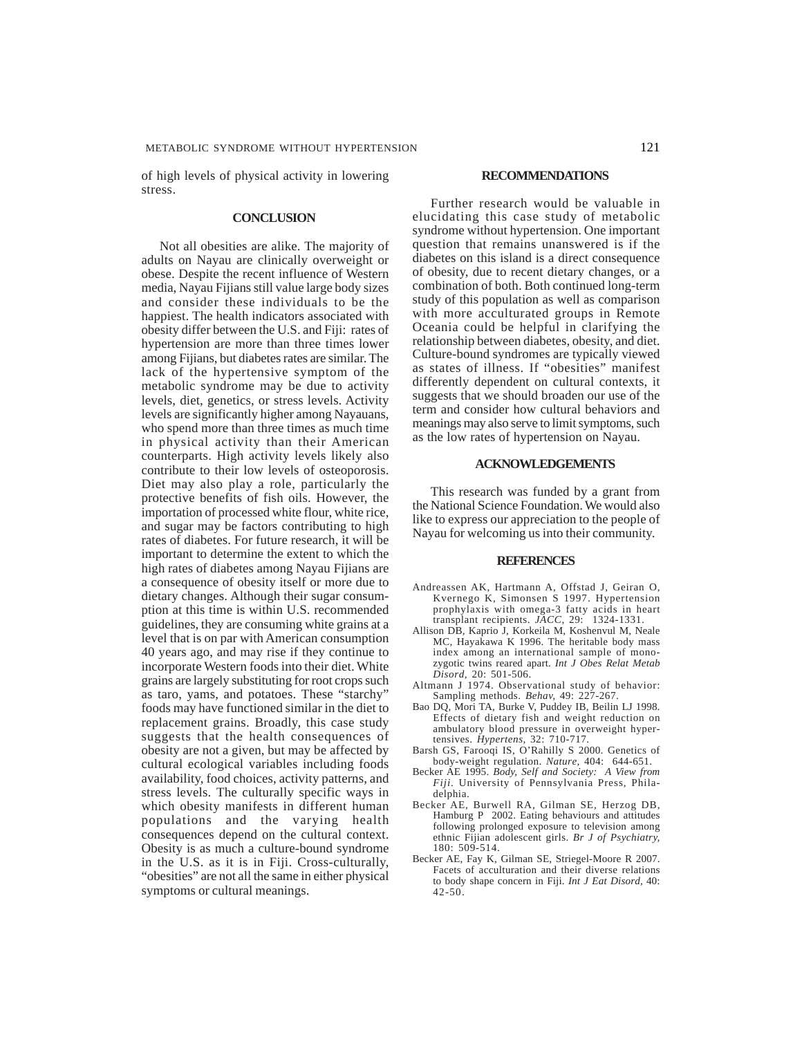of high levels of physical activity in lowering stress.

## CONCLUSION

Not all obesities are alike. The majority of adults on Nayau are clinically overweight or obese. Despite the recent influence of Western media, Nayau Fijians still value large body sizes and consider these individuals to be the happiest. The health indicators associated with obesity differ between the U.S. and Fiji: rates of hypertension are more than three times lower among Fijians, but diabetes rates are similar. The lack of the hypertensive symptom of the metabolic syndrome may be due to activity levels, diet, genetics, or stress levels. Activity levels are significantly higher among Nayauans, who spend more than three times as much time in physical activity than their American counterparts. High activity levels likely also contribute to their low levels of osteoporosis. Diet may also play a role, particularly the protective benefits of fish oils. However, the importation of processed white flour, white rice, and sugar may be factors contributing to high rates of diabetes. For future research, it will be important to determine the extent to which the high rates of diabetes among Nayau Fijians are a consequence of obesity itself or more due to dietary changes. Although their sugar consumption at this time is within U.S. recommended guidelines, they are consuming white grains at a level that is on par with American consumption 40 years ago, and may rise if they continue to incorporate Western foods into their diet. White grains are largely substituting for root crops such as taro, yams, and potatoes. These "starchy" foods may have functioned similar in the diet to replacement grains. Broadly, this case study suggests that the health consequences of obesity are not a given, but may be affected by cultural ecological variables including foods availability, food choices, activity patterns, and stress levels. The culturally specific ways in which obesity manifests in different human populations and the varying health consequences depend on the cultural context. Obesity is as much a culture-bound syndrome in the U.S. as it is in Fiji. Cross-culturally, "obesities" are not all the same in either physical symptoms or cultural meanings.

## RECOMMENDATIONS

Further research would be valuable in elucidating this case study of metabolic syndrome without hypertension. One important question that remains unanswered is if the diabetes on this island is a direct consequence of obesity, due to recent dietary changes, or a combination of both. Both continued long-term study of this population as well as comparison with more acculturated groups in Remote Oceania could be helpful in clarifying the relationship between diabetes, obesity, and diet. Culture-bound syndromes are typically viewed as states of illness. If "obesities" manifest differently dependent on cultural contexts, it suggests that we should broaden our use of the term and consider how cultural behaviors and meanings may also serve to limit symptoms, such as the low rates of hypertension on Nayau.

## ACKNOWLEDGEMENTS

This research was funded by a grant from the National Science Foundation. We would also like to express our appreciation to the people of Nayau for welcoming us into their community.

## REFERENCES

Andreassen AK, Hartmann A, Offstad J, Geiran O, Kvernego K, Simonsen S 1997. Hypertension prophylaxis with omega-3 fatty acids in heart transplant recipients. *JACC*, 29: 1324-1331.

Allison DB, Kaprio J, Korkeila M, Koshenvul M, Neale MC, Hayakawa K 1996. The heritable body mass index among an international sample of monozygotic twins reared apart. *Int J Obes Relat Metab Disord*, 20: 501-506.

Altmann J 1974. Observational study of behavior: Sampling methods. *Behav*, 49: 227-267.

Bao DQ, Mori TA, Burke V, Puddey IB, Beilin LJ 1998. Effects of dietary fish and weight reduction on ambulatory blood pressure in overweight hypertensives. *Hypertens*, 32: 710-717.

Barsh GS, Farooqi IS, O'Rahilly S 2000. Genetics of body-weight regulation. *Nature*, 404: 644-651.

Becker AE 1995. *Body, Self and Society: A View from Fiji*. University of Pennsylvania Press, Philadelphia.

Becker AE, Burwell RA, Gilman SE, Herzog DB, Hamburg P 2002. Eating behaviours and attitudes following prolonged exposure to television among ethnic Fijian adolescent girls. *Br J of Psychiatry*, 180: 509-514.

Becker AE, Fay K, Gilman SE, Striegel-Moore R 2007. Facets of acculturation and their diverse relations to body shape concern in Fiji. *Int J Eat Disord*, 40: 42-50.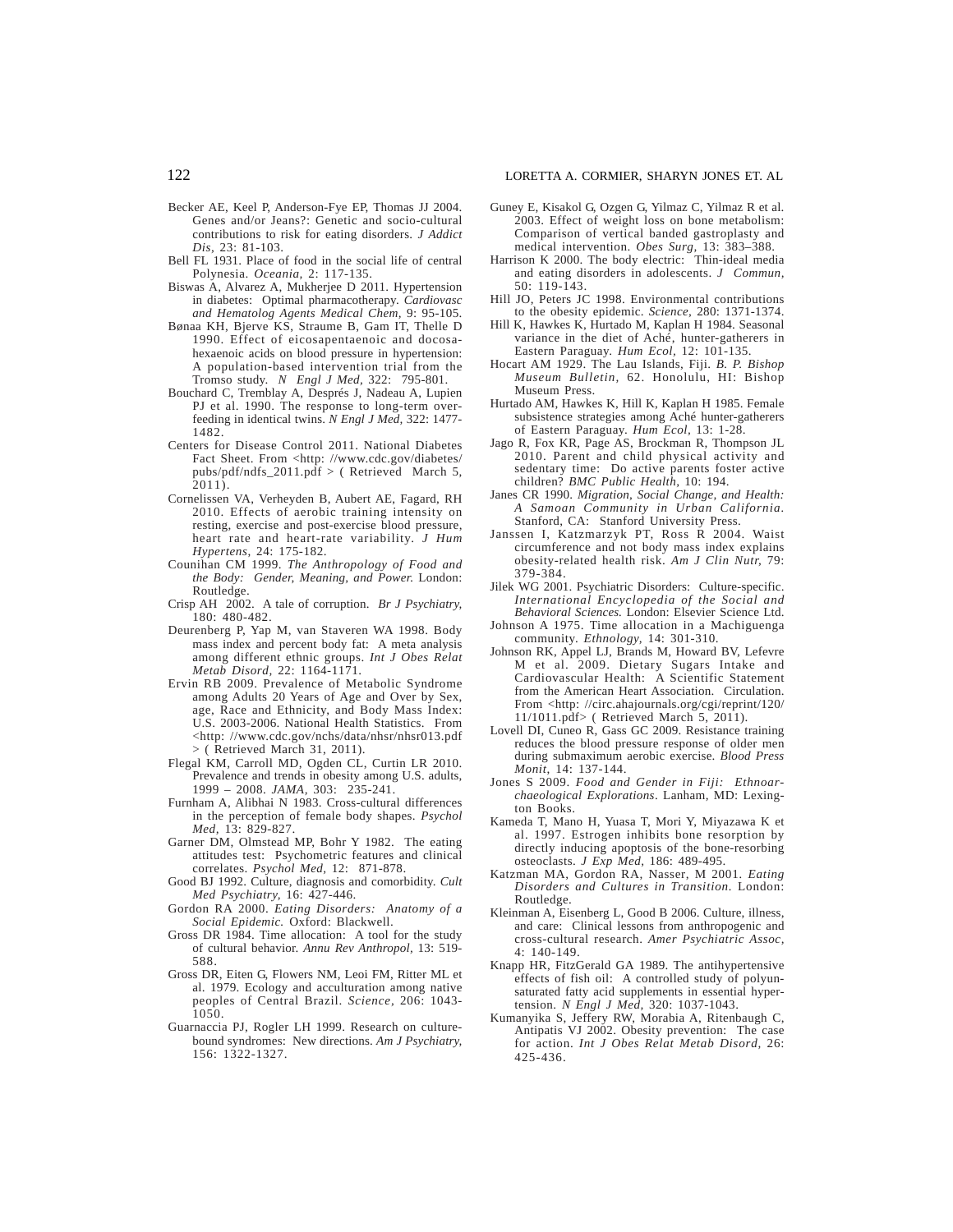Becker AE, Keel P, Anderson-Fye EP, Thomas JJ 2004. Genes and/or Jeans?: Genetic and socio-cultural contributions to risk for eating disorders. *J Addict Dis,* 23: 81-103.

Bell FL 1931. Place of food in the social life of central Polynesia. *Oceania,* 2: 117-135.

Biswas A, Alvarez A, Mukherjee D 2011. Hypertension in diabetes: Optimal pharmacotherapy. *Cardiovasc and Hematolog Agents Medical Chem,* 9: 95-105.

Bønaa KH, Bjerve KS, Straume B, Gam IT, Thelle D 1990. Effect of eicosapentaenoic and docosahexaenoic acids on blood pressure in hypertension: A population-based intervention trial from the Tromso study. *N Engl J Med,* 322: 795-801.

Bouchard C, Tremblay A, Després J, Nadeau A, Lupien PJ et al. 1990. The response to long-term overfeeding in identical twins. *N Engl J Med,* 322: 1477-1482.

Centers for Disease Control 2011. National Diabetes Fact Sheet. From <http: //www.cdc.gov/diabetes/pubs/pdf/ndfs_2011.pdf > ( Retrieved March 5, 2011).

Cornelissen VA, Verheyden B, Aubert AE, Fagard, RH 2010. Effects of aerobic training intensity on resting, exercise and post-exercise blood pressure, heart rate and heart-rate variability. *J Hum Hypertens,* 24: 175-182.

Counihan CM 1999. *The Anthropology of Food and the Body: Gender, Meaning, and Power.* London: Routledge.

Crisp AH 2002. A tale of corruption. *Br J Psychiatry,* 180: 480-482.

Deurenberg P, Yap M, van Staveren WA 1998. Body mass index and percent body fat: A meta analysis among different ethnic groups. *Int J Obes Relat Metab Disord,* 22: 1164-1171.

Ervin RB 2009. Prevalence of Metabolic Syndrome among Adults 20 Years of Age and Over by Sex, age, Race and Ethnicity, and Body Mass Index: U.S. 2003-2006. National Health Statistics. From <http: //www.cdc.gov/nchs/data/nhsr/nhsr013.pdf > ( Retrieved March 31, 2011).

Flegal KM, Carroll MD, Ogden CL, Curtin LR 2010. Prevalence and trends in obesity among U.S. adults, 1999 – 2008. *JAMA,* 303: 235-241.

Furnham A, Alibhai N 1983. Cross-cultural differences in the perception of female body shapes. *Psychol Med,* 13: 829-827.

Garner DM, Olmstead MP, Bohr Y 1982. The eating attitudes test: Psychometric features and clinical correlates. *Psychol Med,* 12: 871-878.

Good BJ 1992. Culture, diagnosis and comorbidity. *Cult Med Psychiatry,* 16: 427-446.

Gordon RA 2000. *Eating Disorders: Anatomy of a Social Epidemic.* Oxford: Blackwell.

Gross DR 1984. Time allocation: A tool for the study of cultural behavior. *Annu Rev Anthropol,* 13: 519-588.

Gross DR, Eiten G, Flowers NM, Leoi FM, Ritter ML et al. 1979. Ecology and acculturation among native peoples of Central Brazil. *Science,* 206: 1043-1050.

Guarnaccia PJ, Rogler LH 1999. Research on culture-bound syndromes: New directions. *Am J Psychiatry,* 156: 1322-1327.

Guney E, Kisakol G, Ozgen G, Yilmaz C, Yilmaz R et al. 2003. Effect of weight loss on bone metabolism: Comparison of vertical banded gastroplasty and medical intervention. *Obes Surg,* 13: 383–388.

Harrison K 2000. The body electric: Thin-ideal media and eating disorders in adolescents. *J Commun,* 50: 119-143.

Hill JO, Peters JC 1998. Environmental contributions to the obesity epidemic. *Science,* 280: 1371-1374.

Hill K, Hawkes K, Hurtado M, Kaplan H 1984. Seasonal variance in the diet of Aché, hunter-gatherers in Eastern Paraguay. *Hum Ecol,* 12: 101-135.

Hocart AM 1929. The Lau Islands, Fiji. *B. P. Bishop Museum Bulletin,* 62. Honolulu, HI: Bishop Museum Press.

Hurtado AM, Hawkes K, Hill K, Kaplan H 1985. Female subsistence strategies among Aché hunter-gatherers of Eastern Paraguay. *Hum Ecol,* 13: 1-28.

Jago R, Fox KR, Page AS, Brockman R, Thompson JL 2010. Parent and child physical activity and sedentary time: Do active parents foster active children? *BMC Public Health,* 10: 194.

Janes CR 1990. *Migration, Social Change, and Health: A Samoan Community in Urban California.* Stanford, CA: Stanford University Press.

Janssen I, Katzmarzyk PT, Ross R 2004. Waist circumference and not body mass index explains obesity-related health risk. *Am J Clin Nutr,* 79: 379-384.

Jilek WG 2001. Psychiatric Disorders: Culture-specific. *International Encyclopedia of the Social and Behavioral Sciences.* London: Elsevier Science Ltd.

Johnson A 1975. Time allocation in a Machiguenga community. *Ethnology,* 14: 301-310.

Johnson RK, Appel LJ, Brands M, Howard BV, Lefevre M et al. 2009. Dietary Sugars Intake and Cardiovascular Health: A Scientific Statement from the American Heart Association. Circulation. From <http: //circ.ahajournals.org/cgi/reprint/120/11/1011.pdf> ( Retrieved March 5, 2011).

Lovell DI, Cuneo R, Gass GC 2009. Resistance training reduces the blood pressure response of older men during submaximum aerobic exercise. *Blood Press Monit,* 14: 137-144.

Jones S 2009. *Food and Gender in Fiji: Ethnoarchaeological Explorations.* Lanham, MD: Lexington Books.

Kameda T, Mano H, Yuasa T, Mori Y, Miyazawa K et al. 1997. Estrogen inhibits bone resorption by directly inducing apoptosis of the bone-resorbing osteoclasts. *J Exp Med,* 186: 489-495.

Katzman MA, Gordon RA, Nasser, M 2001. *Eating Disorders and Cultures in Transition.* London: Routledge.

Kleinman A, Eisenberg L, Good B 2006. Culture, illness, and care: Clinical lessons from anthropogenic and cross-cultural research. *Amer Psychiatric Assoc,* 4: 140-149.

Knapp HR, FitzGerald GA 1989. The antihypertensive effects of fish oil: A controlled study of polyunsaturated fatty acid supplements in essential hypertension. *N Engl J Med,* 320: 1037-1043.

Kumanyika S, Jeffery RW, Morabia A, Ritenbaugh C, Antipatis VJ 2002. Obesity prevention: The case for action. *Int J Obes Relat Metab Disord,* 26: 425-436.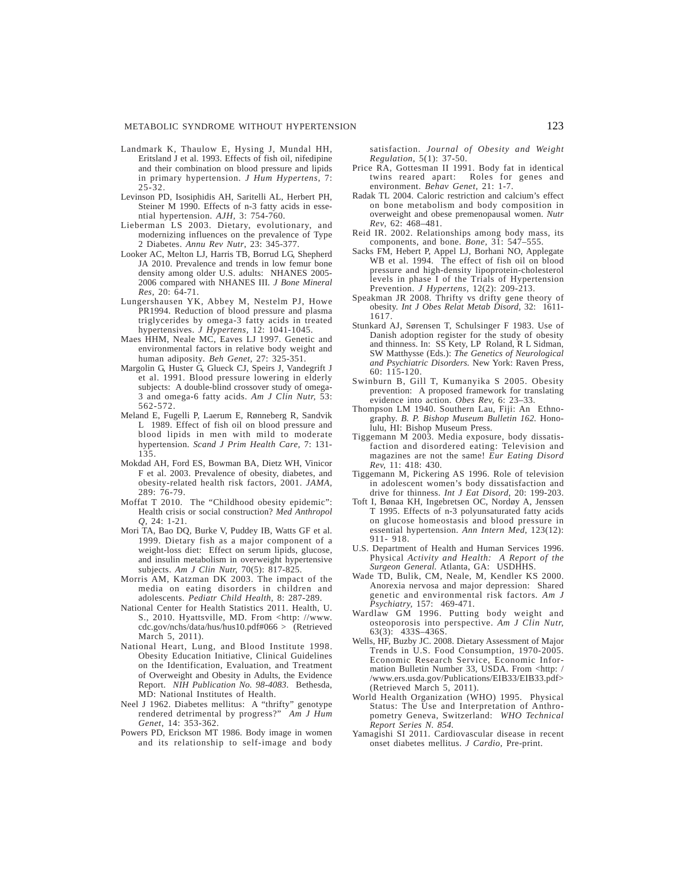Landmark K, Thaulow E, Hysing J, Mundal HH, Eritsland J et al. 1993. Effects of fish oil, nifedipine and their combination on blood pressure and lipids in primary hypertension. *J Hum Hypertens,* 7: 25-32.

Levinson PD, Isosiphidis AH, Saritelli AL, Herbert PH, Steiner M 1990. Effects of n-3 fatty acids in essential hypertension. *AJH,* 3: 754-760.

Lieberman LS 2003. Dietary, evolutionary, and modernizing influences on the prevalence of Type 2 Diabetes. *Annu Rev Nutr,* 23: 345-377.

Looker AC, Melton LJ, Harris TB, Borrud LG, Shepherd JA 2010. Prevalence and trends in low femur bone density among older U.S. adults: NHANES 2005-2006 compared with NHANES III. *J Bone Mineral Res,* 20: 64-71.

Lungershausen YK, Abbey M, Nestelm PJ, Howe PR1994. Reduction of blood pressure and plasma triglycerides by omega-3 fatty acids in treated hypertensives. *J Hypertens,* 12: 1041-1045.

Maes HHM, Neale MC, Eaves LJ 1997. Genetic and environmental factors in relative body weight and human adiposity. *Beh Genet,* 27: 325-351.

Margolin G, Huster G, Glueck CJ, Speirs J, Vandegrift J et al. 1991. Blood pressure lowering in elderly subjects: A double-blind crossover study of omega-3 and omega-6 fatty acids. *Am J Clin Nutr,* 53: 562-572.

Meland E, Fugelli P, Laerum E, Rønneberg R, Sandvik L 1989. Effect of fish oil on blood pressure and blood lipids in men with mild to moderate hypertension. *Scand J Prim Health Care,* 7: 131-135.

Mokdad AH, Ford ES, Bowman BA, Dietz WH, Vinicor F et al. 2003. Prevalence of obesity, diabetes, and obesity-related health risk factors, 2001. *JAMA,* 289: 76-79.

Moffat T 2010. The "Childhood obesity epidemic": Health crisis or social construction? *Med Anthropol Q,* 24: 1-21.

Mori TA, Bao DQ, Burke V, Puddey IB, Watts GF et al. 1999. Dietary fish as a major component of a weight-loss diet: Effect on serum lipids, glucose, and insulin metabolism in overweight hypertensive subjects. *Am J Clin Nutr,* 70(5): 817-825.

Morris AM, Katzman DK 2003. The impact of the media on eating disorders in children and adolescents. *Pediatr Child Health,* 8: 287-289.

National Center for Health Statistics 2011. Health, U. S., 2010. Hyattsville, MD. From <http: //www.cdc.gov/nchs/data/hus/hus10.pdf#066 > (Retrieved March 5, 2011).

National Heart, Lung, and Blood Institute 1998. Obesity Education Initiative, Clinical Guidelines on the Identification, Evaluation, and Treatment of Overweight and Obesity in Adults, the Evidence Report. *NIH Publication No. 98-4083.* Bethesda, MD: National Institutes of Health.

Neel J 1962. Diabetes mellitus: A "thrifty" genotype rendered detrimental by progress?" *Am J Hum Genet,* 14: 353-362.

Powers PD, Erickson MT 1986. Body image in women and its relationship to self-image and body satisfaction. *Journal of Obesity and Weight Regulation,* 5(1): 37-50.

Price RA, Gottesman II 1991. Body fat in identical twins reared apart: Roles for genes and environment. *Behav Genet,* 21: 1-7.

Radak TL 2004. Caloric restriction and calcium's effect on bone metabolism and body composition in overweight and obese premenopausal women. *Nutr Rev,* 62: 468–481.

Reid IR. 2002. Relationships among body mass, its components, and bone. *Bone,* 31: 547–555.

Sacks FM, Hebert P, Appel LJ, Borhani NO, Applegate WB et al. 1994. The effect of fish oil on blood pressure and high-density lipoprotein-cholesterol levels in phase I of the Trials of Hypertension Prevention. *J Hypertens,* 12(2): 209-213.

Speakman JR 2008. Thrifty vs drifty gene theory of obesity. *Int J Obes Relat Metab Disord,* 32: 1611-1617.

Stunkard AJ, Sørensen T, Schulsinger F 1983. Use of Danish adoption register for the study of obesity and thinness. In: SS Kety, LP Roland, R L Sidman, SW Matthysse (Eds.): *The Genetics of Neurological and Psychiatric Disorders.* New York: Raven Press, 60: 115-120.

Swinburn B, Gill T, Kumanyika S 2005. Obesity prevention: A proposed framework for translating evidence into action. *Obes Rev,* 6: 23–33.

Thompson LM 1940. Southern Lau, Fiji: An Ethnography. *B. P. Bishop Museum Bulletin 162.* Honolulu, HI: Bishop Museum Press.

Tiggemann M 2003. Media exposure, body dissatisfaction and disordered eating: Television and magazines are not the same! *Eur Eating Disord Rev,* 11: 418: 430.

Tiggemann M, Pickering AS 1996. Role of television in adolescent women's body dissatisfaction and drive for thinness. *Int J Eat Disord,* 20: 199-203.

Toft I, Bønaa KH, Ingebretsen OC, Nordøy A, Jenssen T 1995. Effects of n-3 polyunsaturated fatty acids on glucose homeostasis and blood pressure in essential hypertension. *Ann Intern Med,* 123(12): 911- 918.

U.S. Department of Health and Human Services 1996. Physical *Activity and Health: A Report of the Surgeon General.* Atlanta, GA: USDHHS.

Wade TD, Bulik, CM, Neale, M, Kendler KS 2000. Anorexia nervosa and major depression: Shared genetic and environmental risk factors. *Am J Psychiatry,* 157: 469-471.

Wardlaw GM 1996. Putting body weight and osteoporosis into perspective. *Am J Clin Nutr,* 63(3): 433S–436S.

Wells, HF, Buzby JC. 2008. Dietary Assessment of Major Trends in U.S. Food Consumption, 1970-2005. Economic Research Service, Economic Information Bulletin Number 33, USDA. From <http: / /www.ers.usda.gov/Publications/EIB33/EIB33.pdf> (Retrieved March 5, 2011).

World Health Organization (WHO) 1995. Physical Status: The Use and Interpretation of Anthropometry Geneva, Switzerland: *WHO Technical Report Series N. 854.*

Yamagishi SI 2011. Cardiovascular disease in recent onset diabetes mellitus. *J Cardio,* Pre-print.